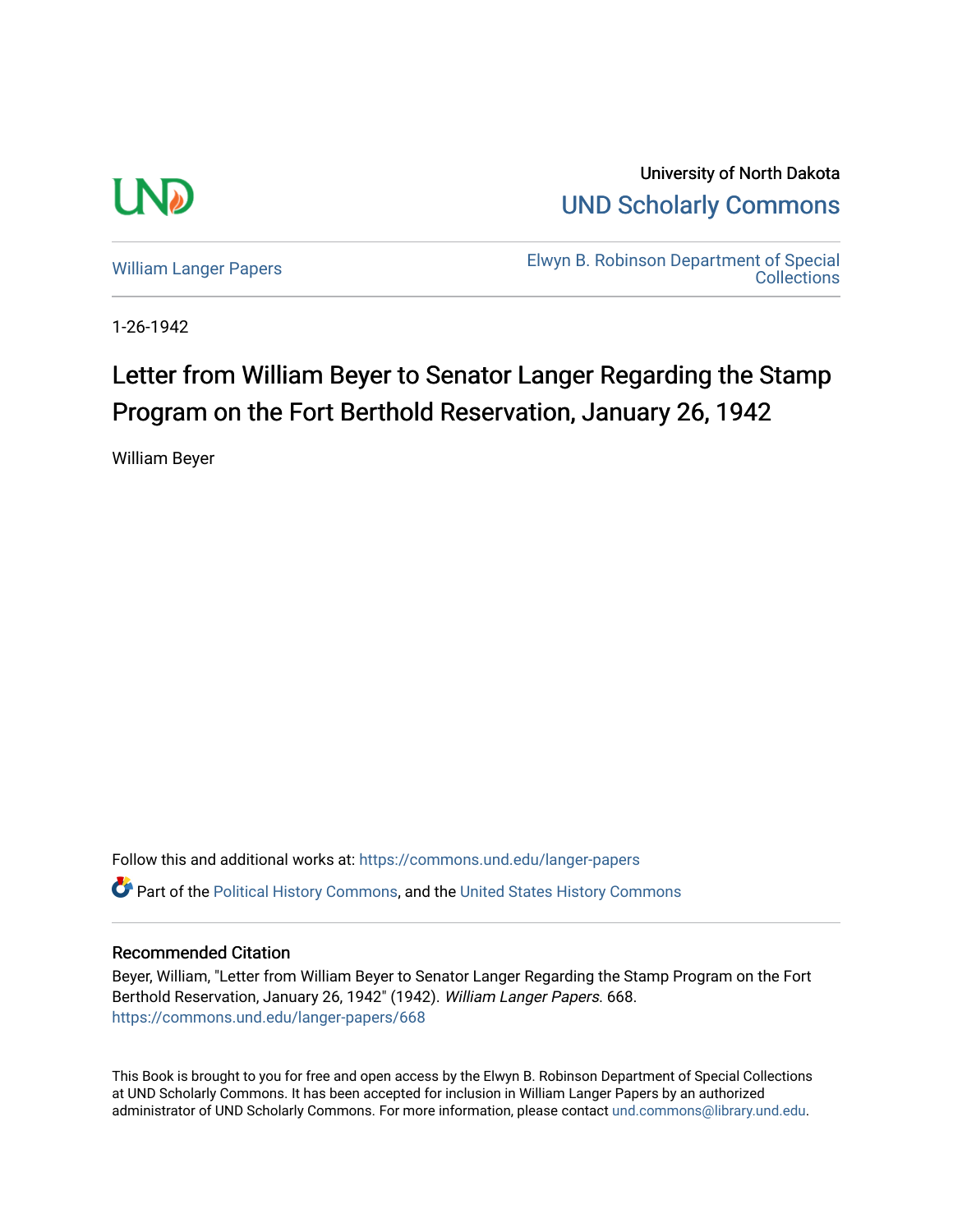University of North Dakota

UND Scholarly Commons

William Langer Papers

Elwyn B. Robinson Department of Special Collections

1-26-1942

# Letter from William Beyer to Senator Langer Regarding the Stamp Program on the Fort Berthold Reservation, January 26, 1942

William Beyer

Follow this and additional works at: https://commons.und.edu/langer-papers

Part of the Political History Commons, and the United States History Commons

## Recommended Citation

Beyer, William, "Letter from William Beyer to Senator Langer Regarding the Stamp Program on the Fort Berthold Reservation, January 26, 1942" (1942). *William Langer Papers*. 668.
https://commons.und.edu/langer-papers/668

This Book is brought to you for free and open access by the Elwyn B. Robinson Department of Special Collections at UND Scholarly Commons. It has been accepted for inclusion in William Langer Papers by an authorized administrator of UND Scholarly Commons. For more information, please contact und.commons@library.und.edu.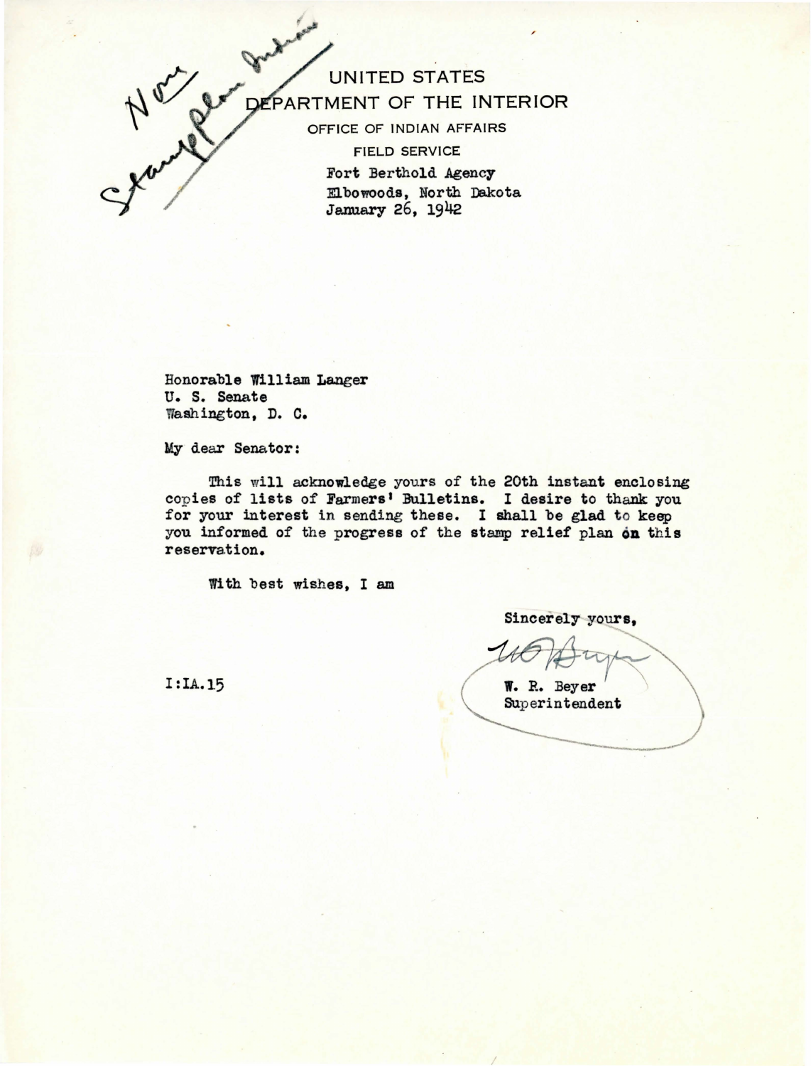Now Stamp plan Indians

UNITED STATES
DEPARTMENT OF THE INTERIOR
OFFICE OF INDIAN AFFAIRS
FIELD SERVICE
Fort Berthold Agency
Elbowoods, North Dakota
January 26, 1942

Honorable William Langer
U. S. Senate
Washington, D. C.

My dear Senator:

This will acknowledge yours of the 20th instant enclosing copies of lists of Farmers' Bulletins. I desire to thank you for your interest in sending these. I shall be glad to keep you informed of the progress of the stamp relief plan on this reservation.

With best wishes, I am

Sincerely yours,

W. R. Beyer
Superintendent

I:IA.15